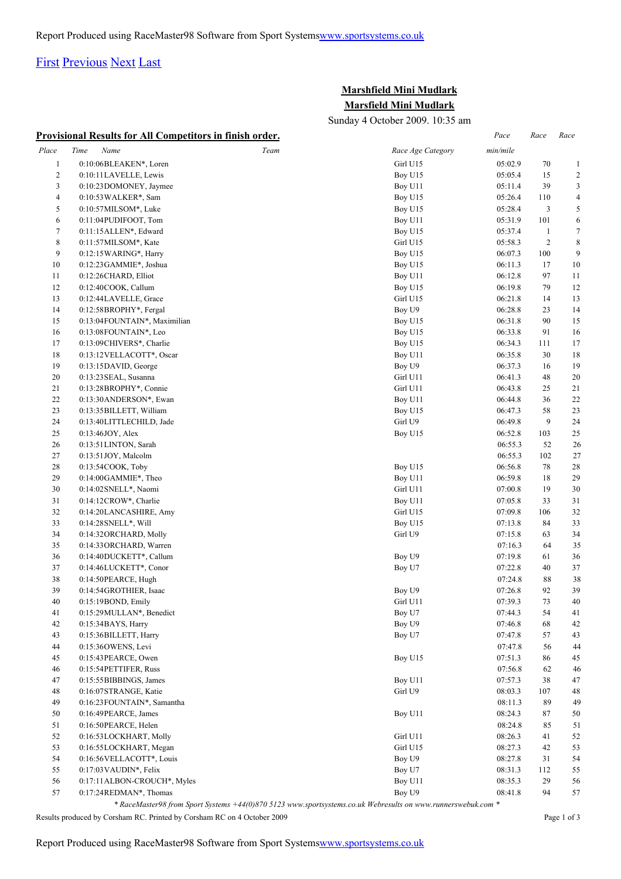Report Produced using RaceMaster98 Software from Sport Systems[www.sportsystems.co.uk](http://www.sportsystems.co.uk)

First Previous Next Last

## Marshfield Mini Mudlark
## Marsfield Mini Mudlark

Sunday 4 October 2009. 10:35 am

### Provisional Results for All Competitors in finish order.

| Place | Time | Name | Team | Race Age Category | Pace min/mile | Race | Race |
|---|---|---|---|---|---|---|---|
| 1 | 0:10:06 | BLEAKEN*, Loren | | Girl U15 | 05:02.9 | 70 | 1 |
| 2 | 0:10:11 | LAVELLE, Lewis | | Boy U15 | 05:05.4 | 15 | 2 |
| 3 | 0:10:23 | DOMONEY, Jaymee | | Boy U11 | 05:11.4 | 39 | 3 |
| 4 | 0:10:53 | WALKER*, Sam | | Boy U15 | 05:26.4 | 110 | 4 |
| 5 | 0:10:57 | MILSOM*, Luke | | Boy U15 | 05:28.4 | 3 | 5 |
| 6 | 0:11:04 | PUDIFOOT, Tom | | Boy U11 | 05:31.9 | 101 | 6 |
| 7 | 0:11:15 | ALLEN*, Edward | | Boy U15 | 05:37.4 | 1 | 7 |
| 8 | 0:11:57 | MILSOM*, Kate | | Girl U15 | 05:58.3 | 2 | 8 |
| 9 | 0:12:15 | WARING*, Harry | | Boy U15 | 06:07.3 | 100 | 9 |
| 10 | 0:12:23 | GAMMIE*, Joshua | | Boy U15 | 06:11.3 | 17 | 10 |
| 11 | 0:12:26 | CHARD, Elliot | | Boy U11 | 06:12.8 | 97 | 11 |
| 12 | 0:12:40 | COOK, Callum | | Boy U15 | 06:19.8 | 79 | 12 |
| 13 | 0:12:44 | LAVELLE, Grace | | Girl U15 | 06:21.8 | 14 | 13 |
| 14 | 0:12:58 | BROPHY*, Fergal | | Boy U9 | 06:28.8 | 23 | 14 |
| 15 | 0:13:04 | FOUNTAIN*, Maximilian | | Boy U15 | 06:31.8 | 90 | 15 |
| 16 | 0:13:08 | FOUNTAIN*, Leo | | Boy U15 | 06:33.8 | 91 | 16 |
| 17 | 0:13:09 | CHIVERS*, Charlie | | Boy U15 | 06:34.3 | 111 | 17 |
| 18 | 0:13:12 | VELLACOTT*, Oscar | | Boy U11 | 06:35.8 | 30 | 18 |
| 19 | 0:13:15 | DAVID, George | | Boy U9 | 06:37.3 | 16 | 19 |
| 20 | 0:13:23 | SEAL, Susanna | | Girl U11 | 06:41.3 | 48 | 20 |
| 21 | 0:13:28 | BROPHY*, Connie | | Girl U11 | 06:43.8 | 25 | 21 |
| 22 | 0:13:30 | ANDERSON*, Ewan | | Boy U11 | 06:44.8 | 36 | 22 |
| 23 | 0:13:35 | BILLETT, William | | Boy U15 | 06:47.3 | 58 | 23 |
| 24 | 0:13:40 | LITTLECHILD, Jade | | Girl U9 | 06:49.8 | 9 | 24 |
| 25 | 0:13:46 | JOY, Alex | | Boy U15 | 06:52.8 | 103 | 25 |
| 26 | 0:13:51 | LINTON, Sarah | | | 06:55.3 | 52 | 26 |
| 27 | 0:13:51 | JOY, Malcolm | | | 06:55.3 | 102 | 27 |
| 28 | 0:13:54 | COOK, Toby | | Boy U15 | 06:56.8 | 78 | 28 |
| 29 | 0:14:00 | GAMMIE*, Theo | | Boy U11 | 06:59.8 | 18 | 29 |
| 30 | 0:14:02 | SNELL*, Naomi | | Girl U11 | 07:00.8 | 19 | 30 |
| 31 | 0:14:12 | CROW*, Charlie | | Boy U11 | 07:05.8 | 33 | 31 |
| 32 | 0:14:20 | LANCASHIRE, Amy | | Girl U15 | 07:09.8 | 106 | 32 |
| 33 | 0:14:28 | SNELL*, Will | | Boy U15 | 07:13.8 | 84 | 33 |
| 34 | 0:14:32 | ORCHARD, Molly | | Girl U9 | 07:15.8 | 63 | 34 |
| 35 | 0:14:33 | ORCHARD, Warren | | | 07:16.3 | 64 | 35 |
| 36 | 0:14:40 | DUCKETT*, Callum | | Boy U9 | 07:19.8 | 61 | 36 |
| 37 | 0:14:46 | LUCKETT*, Conor | | Boy U7 | 07:22.8 | 40 | 37 |
| 38 | 0:14:50 | PEARCE, Hugh | | | 07:24.8 | 88 | 38 |
| 39 | 0:14:54 | GROTHIER, Isaac | | Boy U9 | 07:26.8 | 92 | 39 |
| 40 | 0:15:19 | BOND, Emily | | Girl U11 | 07:39.3 | 73 | 40 |
| 41 | 0:15:29 | MULLAN*, Benedict | | Boy U7 | 07:44.3 | 54 | 41 |
| 42 | 0:15:34 | BAYS, Harry | | Boy U9 | 07:46.8 | 68 | 42 |
| 43 | 0:15:36 | BILLETT, Harry | | Boy U7 | 07:47.8 | 57 | 43 |
| 44 | 0:15:36 | OWENS, Levi | | | 07:47.8 | 56 | 44 |
| 45 | 0:15:43 | PEARCE, Owen | | Boy U15 | 07:51.3 | 86 | 45 |
| 46 | 0:15:54 | PETTIFER, Russ | | | 07:56.8 | 62 | 46 |
| 47 | 0:15:55 | BIBBINGS, James | | Boy U11 | 07:57.3 | 38 | 47 |
| 48 | 0:16:07 | STRANGE, Katie | | Girl U9 | 08:03.3 | 107 | 48 |
| 49 | 0:16:23 | FOUNTAIN*, Samantha | | | 08:11.3 | 89 | 49 |
| 50 | 0:16:49 | PEARCE, James | | Boy U11 | 08:24.3 | 87 | 50 |
| 51 | 0:16:50 | PEARCE, Helen | | | 08:24.8 | 85 | 51 |
| 52 | 0:16:53 | LOCKHART, Molly | | Girl U11 | 08:26.3 | 41 | 52 |
| 53 | 0:16:55 | LOCKHART, Megan | | Girl U15 | 08:27.3 | 42 | 53 |
| 54 | 0:16:56 | VELLACOTT*, Louis | | Boy U9 | 08:27.8 | 31 | 54 |
| 55 | 0:17:03 | VAUDIN*, Felix | | Boy U7 | 08:31.3 | 112 | 55 |
| 56 | 0:17:11 | ALBON-CROUCH*, Myles | | Boy U11 | 08:35.3 | 29 | 56 |
| 57 | 0:17:24 | REDMAN*, Thomas | | Boy U9 | 08:41.8 | 94 | 57 |

*\* RaceMaster98 from Sport Systems +44(0)870 5123 www.sportsystems.co.uk Webresults on www.runnerswebuk.com \**

Results produced by Corsham RC. Printed by Corsham RC on 4 October 2009

Report Produced using RaceMaster98 Software from Sport Systems[www.sportsystems.co.uk](http://www.sportsystems.co.uk)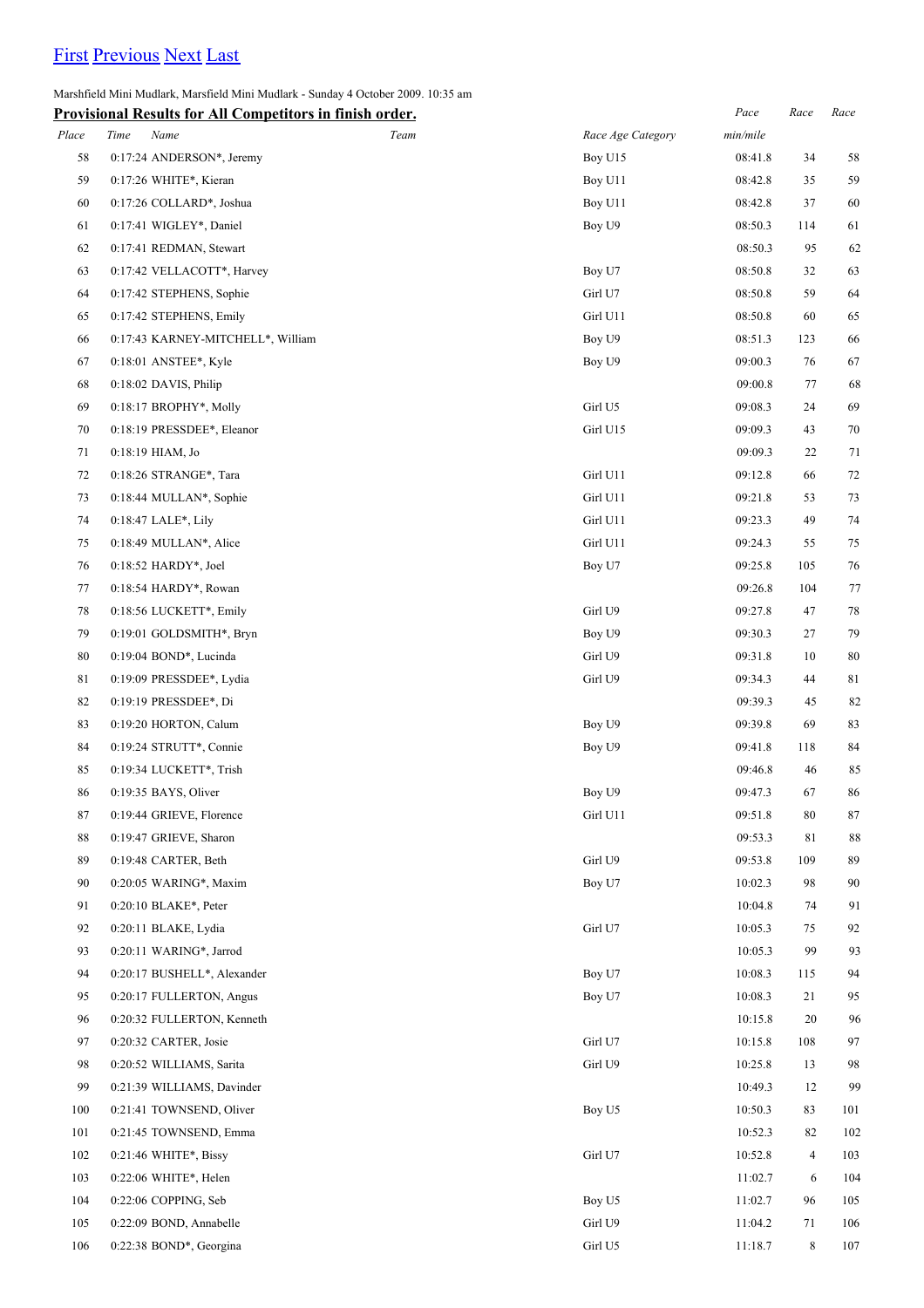First Previous Next Last

Marshfield Mini Mudlark, Marsfield Mini Mudlark - Sunday 4 October 2009. 10:35 am

**Provisional Results for All Competitors in finish order.**

| *Place* | *Time* | *Name* | *Team* | *Race Age Category* | *Pace min/mile* | *Race* | *Race* |
|---|---|---|---|---|---|---|---|
| 58 | 0:17:24 | ANDERSON*, Jeremy | | Boy U15 | 08:41.8 | 34 | 58 |
| 59 | 0:17:26 | WHITE*, Kieran | | Boy U11 | 08:42.8 | 35 | 59 |
| 60 | 0:17:26 | COLLARD*, Joshua | | Boy U11 | 08:42.8 | 37 | 60 |
| 61 | 0:17:41 | WIGLEY*, Daniel | | Boy U9 | 08:50.3 | 114 | 61 |
| 62 | 0:17:41 | REDMAN, Stewart | | | 08:50.3 | 95 | 62 |
| 63 | 0:17:42 | VELLACOTT*, Harvey | | Boy U7 | 08:50.8 | 32 | 63 |
| 64 | 0:17:42 | STEPHENS, Sophie | | Girl U7 | 08:50.8 | 59 | 64 |
| 65 | 0:17:42 | STEPHENS, Emily | | Girl U11 | 08:50.8 | 60 | 65 |
| 66 | 0:17:43 | KARNEY-MITCHELL*, William | | Boy U9 | 08:51.3 | 123 | 66 |
| 67 | 0:18:01 | ANSTEE*, Kyle | | Boy U9 | 09:00.3 | 76 | 67 |
| 68 | 0:18:02 | DAVIS, Philip | | | 09:00.8 | 77 | 68 |
| 69 | 0:18:17 | BROPHY*, Molly | | Girl U5 | 09:08.3 | 24 | 69 |
| 70 | 0:18:19 | PRESSDEE*, Eleanor | | Girl U15 | 09:09.3 | 43 | 70 |
| 71 | 0:18:19 | HIAM, Jo | | | 09:09.3 | 22 | 71 |
| 72 | 0:18:26 | STRANGE*, Tara | | Girl U11 | 09:12.8 | 66 | 72 |
| 73 | 0:18:44 | MULLAN*, Sophie | | Girl U11 | 09:21.8 | 53 | 73 |
| 74 | 0:18:47 | LALE*, Lily | | Girl U11 | 09:23.3 | 49 | 74 |
| 75 | 0:18:49 | MULLAN*, Alice | | Girl U11 | 09:24.3 | 55 | 75 |
| 76 | 0:18:52 | HARDY*, Joel | | Boy U7 | 09:25.8 | 105 | 76 |
| 77 | 0:18:54 | HARDY*, Rowan | | | 09:26.8 | 104 | 77 |
| 78 | 0:18:56 | LUCKETT*, Emily | | Girl U9 | 09:27.8 | 47 | 78 |
| 79 | 0:19:01 | GOLDSMITH*, Bryn | | Boy U9 | 09:30.3 | 27 | 79 |
| 80 | 0:19:04 | BOND*, Lucinda | | Girl U9 | 09:31.8 | 10 | 80 |
| 81 | 0:19:09 | PRESSDEE*, Lydia | | Girl U9 | 09:34.3 | 44 | 81 |
| 82 | 0:19:19 | PRESSDEE*, Di | | | 09:39.3 | 45 | 82 |
| 83 | 0:19:20 | HORTON, Calum | | Boy U9 | 09:39.8 | 69 | 83 |
| 84 | 0:19:24 | STRUTT*, Connie | | Boy U9 | 09:41.8 | 118 | 84 |
| 85 | 0:19:34 | LUCKETT*, Trish | | | 09:46.8 | 46 | 85 |
| 86 | 0:19:35 | BAYS, Oliver | | Boy U9 | 09:47.3 | 67 | 86 |
| 87 | 0:19:44 | GRIEVE, Florence | | Girl U11 | 09:51.8 | 80 | 87 |
| 88 | 0:19:47 | GRIEVE, Sharon | | | 09:53.3 | 81 | 88 |
| 89 | 0:19:48 | CARTER, Beth | | Girl U9 | 09:53.8 | 109 | 89 |
| 90 | 0:20:05 | WARING*, Maxim | | Boy U7 | 10:02.3 | 98 | 90 |
| 91 | 0:20:10 | BLAKE*, Peter | | | 10:04.8 | 74 | 91 |
| 92 | 0:20:11 | BLAKE, Lydia | | Girl U7 | 10:05.3 | 75 | 92 |
| 93 | 0:20:11 | WARING*, Jarrod | | | 10:05.3 | 99 | 93 |
| 94 | 0:20:17 | BUSHELL*, Alexander | | Boy U7 | 10:08.3 | 115 | 94 |
| 95 | 0:20:17 | FULLERTON, Angus | | Boy U7 | 10:08.3 | 21 | 95 |
| 96 | 0:20:32 | FULLERTON, Kenneth | | | 10:15.8 | 20 | 96 |
| 97 | 0:20:32 | CARTER, Josie | | Girl U7 | 10:15.8 | 108 | 97 |
| 98 | 0:20:52 | WILLIAMS, Sarita | | Girl U9 | 10:25.8 | 13 | 98 |
| 99 | 0:21:39 | WILLIAMS, Davinder | | | 10:49.3 | 12 | 99 |
| 100 | 0:21:41 | TOWNSEND, Oliver | | Boy U5 | 10:50.3 | 83 | 101 |
| 101 | 0:21:45 | TOWNSEND, Emma | | | 10:52.3 | 82 | 102 |
| 102 | 0:21:46 | WHITE*, Bissy | | Girl U7 | 10:52.8 | 4 | 103 |
| 103 | 0:22:06 | WHITE*, Helen | | | 11:02.7 | 6 | 104 |
| 104 | 0:22:06 | COPPING, Seb | | Boy U5 | 11:02.7 | 96 | 105 |
| 105 | 0:22:09 | BOND, Annabelle | | Girl U9 | 11:04.2 | 71 | 106 |
| 106 | 0:22:38 | BOND*, Georgina | | Girl U5 | 11:18.7 | 8 | 107 |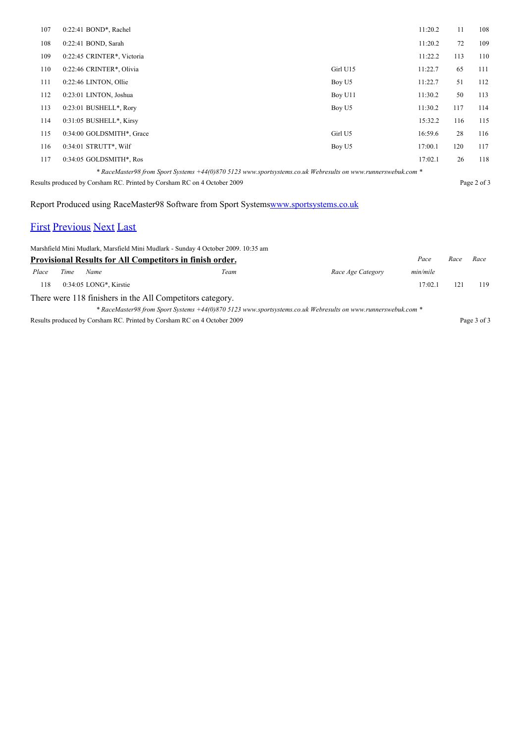| Place | Time | Name | Team | Race Age Category | Pace min/mile | Race | Race |
|---|---|---|---|---|---|---|---|
| 107 | 0:22:41 | BOND*, Rachel | | | 11:20.2 | 11 | 108 |
| 108 | 0:22:41 | BOND, Sarah | | | 11:20.2 | 72 | 109 |
| 109 | 0:22:45 | CRINTER*, Victoria | | | 11:22.2 | 113 | 110 |
| 110 | 0:22:46 | CRINTER*, Olivia | | Girl U15 | 11:22.7 | 65 | 111 |
| 111 | 0:22:46 | LINTON, Ollie | | Boy U5 | 11:22.7 | 51 | 112 |
| 112 | 0:23:01 | LINTON, Joshua | | Boy U11 | 11:30.2 | 50 | 113 |
| 113 | 0:23:01 | BUSHELL*, Rory | | Boy U5 | 11:30.2 | 117 | 114 |
| 114 | 0:31:05 | BUSHELL*, Kirsy | | | 15:32.2 | 116 | 115 |
| 115 | 0:34:00 | GOLDSMITH*, Grace | | Girl U5 | 16:59.6 | 28 | 116 |
| 116 | 0:34:01 | STRUTT*, Wilf | | Boy U5 | 17:00.1 | 120 | 117 |
| 117 | 0:34:05 | GOLDSMITH*, Ros | | | 17:02.1 | 26 | 118 |

*\* RaceMaster98 from Sport Systems +44(0)870 5123 www.sportsystems.co.uk Webresults on www.runnerswebuk.com \**

Results produced by Corsham RC. Printed by Corsham RC on 4 October 2009

Report Produced using RaceMaster98 Software from Sport Systems[www.sportsystems.co.uk](www.sportsystems.co.uk)

[First](#) [Previous](#) [Next](#) [Last](#)

Marshfield Mini Mudlark, Marsfield Mini Mudlark - Sunday 4 October 2009. 10:35 am

**Provisional Results for All Competitors in finish order.**

| Place | Time | Name | Team | Race Age Category | Pace min/mile | Race | Race |
|---|---|---|---|---|---|---|---|
| 118 | 0:34:05 | LONG*, Kirstie | | | 17:02.1 | 121 | 119 |

There were 118 finishers in the All Competitors category.

*\* RaceMaster98 from Sport Systems +44(0)870 5123 www.sportsystems.co.uk Webresults on www.runnerswebuk.com \**

Results produced by Corsham RC. Printed by Corsham RC on 4 October 2009